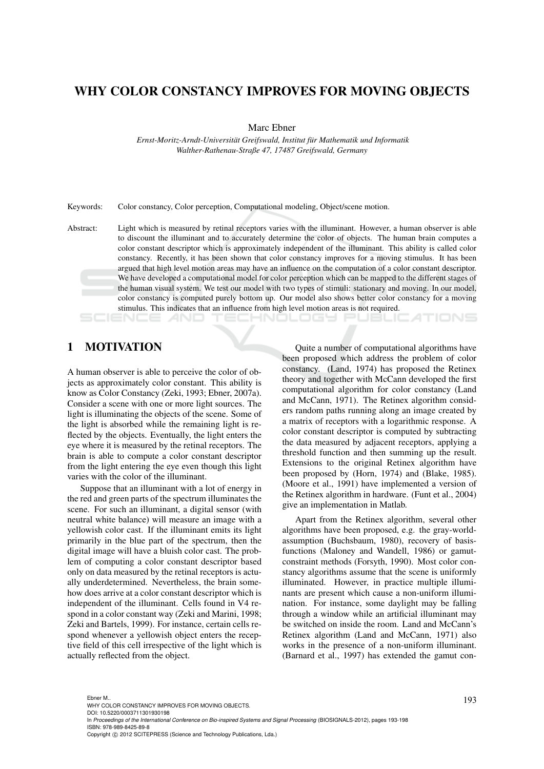# WHY COLOR CONSTANCY IMPROVES FOR MOVING OBJECTS

Marc Ebner

*Ernst-Moritz-Arndt-Universität Greifswald, Institut für Mathematik und Informatik*
*Walther-Rathenau-Straße 47, 17487 Greifswald, Germany*

Keywords: Color constancy, Color perception, Computational modeling, Object/scene motion.

Abstract: Light which is measured by retinal receptors varies with the illuminant. However, a human observer is able to discount the illuminant and to accurately determine the color of objects. The human brain computes a color constant descriptor which is approximately independent of the illuminant. This ability is called color constancy. Recently, it has been shown that color constancy improves for a moving stimulus. It has been argued that high level motion areas may have an influence on the computation of a color constant descriptor. We have developed a computational model for color perception which can be mapped to the different stages of the human visual system. We test our model with two types of stimuli: stationary and moving. In our model, color constancy is computed purely bottom up. Our model also shows better color constancy for a moving stimulus. This indicates that an influence from high level motion areas is not required.

## 1 MOTIVATION

A human observer is able to perceive the color of objects as approximately color constant. This ability is know as Color Constancy (Zeki, 1993; Ebner, 2007a). Consider a scene with one or more light sources. The light is illuminating the objects of the scene. Some of the light is absorbed while the remaining light is reflected by the objects. Eventually, the light enters the eye where it is measured by the retinal receptors. The brain is able to compute a color constant descriptor from the light entering the eye even though this light varies with the color of the illuminant.

Suppose that an illuminant with a lot of energy in the red and green parts of the spectrum illuminates the scene. For such an illuminant, a digital sensor (with neutral white balance) will measure an image with a yellowish color cast. If the illuminant emits its light primarily in the blue part of the spectrum, then the digital image will have a bluish color cast. The problem of computing a color constant descriptor based only on data measured by the retinal receptors is actually underdetermined. Nevertheless, the brain somehow does arrive at a color constant descriptor which is independent of the illuminant. Cells found in V4 respond in a color constant way (Zeki and Marini, 1998; Zeki and Bartels, 1999). For instance, certain cells respond whenever a yellowish object enters the receptive field of this cell irrespective of the light which is actually reflected from the object.

Quite a number of computational algorithms have been proposed which address the problem of color constancy. (Land, 1974) has proposed the Retinex theory and together with McCann developed the first computational algorithm for color constancy (Land and McCann, 1971). The Retinex algorithm considers random paths running along an image created by a matrix of receptors with a logarithmic response. A color constant descriptor is computed by subtracting the data measured by adjacent receptors, applying a threshold function and then summing up the result. Extensions to the original Retinex algorithm have been proposed by (Horn, 1974) and (Blake, 1985). (Moore et al., 1991) have implemented a version of the Retinex algorithm in hardware. (Funt et al., 2004) give an implementation in Matlab.

Apart from the Retinex algorithm, several other algorithms have been proposed, e.g. the gray-world-assumption (Buchsbaum, 1980), recovery of basis-functions (Maloney and Wandell, 1986) or gamut-constraint methods (Forsyth, 1990). Most color constancy algorithms assume that the scene is uniformly illuminated. However, in practice multiple illuminants are present which cause a non-uniform illumination. For instance, some daylight may be falling through a window while an artificial illuminant may be switched on inside the room. Land and McCann's Retinex algorithm (Land and McCann, 1971) also works in the presence of a non-uniform illuminant. (Barnard et al., 1997) has extended the gamut con-

Ebner M..
WHY COLOR CONSTANCY IMPROVES FOR MOVING OBJECTS.
DOI: 10.5220/0003711301930198
In *Proceedings of the International Conference on Bio-inspired Systems and Signal Processing* (BIOSIGNALS-2012), pages 193-198
ISBN: 978-989-8425-89-8
Copyright © 2012 SCITEPRESS (Science and Technology Publications, Lda.)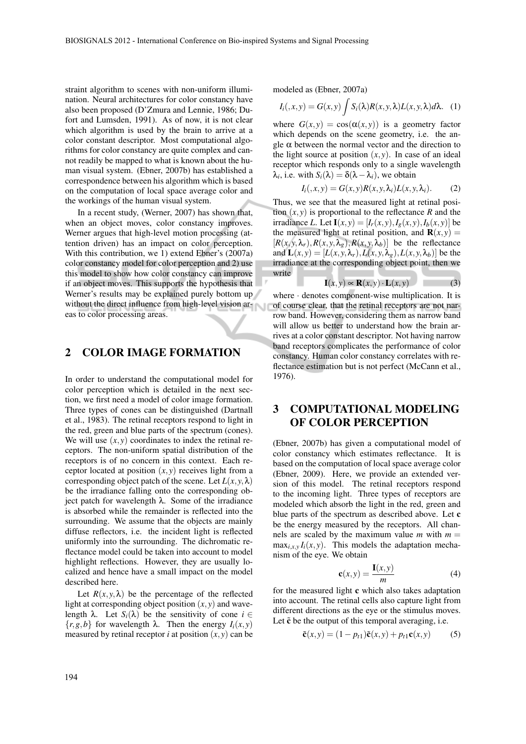straint algorithm to scenes with non-uniform illumination. Neural architectures for color constancy have also been proposed (D'Zmura and Lennie, 1986; Dufort and Lumsden, 1991). As of now, it is not clear which algorithm is used by the brain to arrive at a color constant descriptor. Most computational algorithms for color constancy are quite complex and cannot readily be mapped to what is known about the human visual system. (Ebner, 2007b) has established a correspondence between his algorithm which is based on the computation of local space average color and the workings of the human visual system.

In a recent study, (Werner, 2007) has shown that, when an object moves, color constancy improves. Werner argues that high-level motion processing (attention driven) has an impact on color perception. With this contribution, we 1) extend Ebner's (2007a) color constancy model for color perception and 2) use this model to show how color constancy can improve if an object moves. This supports the hypothesis that Werner's results may be explained purely bottom up without the direct influence from high-level vision areas to color processing areas.

## 2 COLOR IMAGE FORMATION

In order to understand the computational model for color perception which is detailed in the next section, we first need a model of color image formation. Three types of cones can be distinguished (Dartnall et al., 1983). The retinal receptors respond to light in the red, green and blue parts of the spectrum (cones). We will use $(x,y)$ coordinates to index the retinal receptors. The non-uniform spatial distribution of the receptors is of no concern in this context. Each receptor located at position $(x,y)$ receives light from a corresponding object patch of the scene. Let $L(x,y,\lambda)$ be the irradiance falling onto the corresponding object patch for wavelength $\lambda$. Some of the irradiance is absorbed while the remainder is reflected into the surrounding. We assume that the objects are mainly diffuse reflectors, i.e. the incident light is reflected uniformly into the surrounding. The dichromatic reflectance model could be taken into account to model highlight reflections. However, they are usually localized and hence have a small impact on the model described here.

Let $R(x,y,\lambda)$ be the percentage of the reflected light at corresponding object position $(x,y)$ and wavelength $\lambda$. Let $S_i(\lambda)$ be the sensitivity of cone $i \in \{r,g,b\}$ for wavelength $\lambda$. Then the energy $I_i(x,y)$ measured by retinal receptor $i$ at position $(x,y)$ can be modeled as (Ebner, 2007a)

$$I_i(,x,y) = G(x,y) \int S_i(\lambda) R(x,y,\lambda) L(x,y,\lambda) d\lambda. \quad (1)$$

where $G(x,y) = \cos(\alpha(x,y))$ is a geometry factor which depends on the scene geometry, i.e. the angle $\alpha$ between the normal vector and the direction to the light source at position $(x,y)$. In case of an ideal receptor which responds only to a single wavelength $\lambda_i$, i.e. with $S_i(\lambda) = \delta(\lambda - \lambda_i)$, we obtain

$$I_i(,x,y) = G(x,y) R(x,y,\lambda_i) L(x,y,\lambda_i). \quad (2)$$

Thus, we see that the measured light at retinal position $(x,y)$ is proportional to the reflectance $R$ and the irradiance $L$. Let $\mathbf{I}(x,y) = [I_r(x,y), I_g(x,y), I_b(x,y)]$ be the measured light at retinal position, and $\mathbf{R}(x,y) = [R(x,y,\lambda_r), R(x,y,\lambda_g), R(x,y,\lambda_b)]$ be the reflectance and $\mathbf{L}(x,y) = [L(x,y,\lambda_r), L(x,y,\lambda_g), L(x,y,\lambda_b)]$ be the irradiance at the corresponding object point, then we write

$$\mathbf{I}(x,y) \propto \mathbf{R}(x,y) \cdot \mathbf{L}(x,y) \quad (3)$$

where $\cdot$ denotes component-wise multiplication. It is of course clear, that the retinal receptors are not narrow band. However, considering them as narrow band will allow us better to understand how the brain arrives at a color constant descriptor. Not having narrow band receptors complicates the performance of color constancy. Human color constancy correlates with reflectance estimation but is not perfect (McCann et al., 1976).

## 3 COMPUTATIONAL MODELING OF COLOR PERCEPTION

(Ebner, 2007b) has given a computational model of color constancy which estimates reflectance. It is based on the computation of local space average color (Ebner, 2009). Here, we provide an extended version of this model. The retinal receptors respond to the incoming light. Three types of receptors are modeled which absorb the light in the red, green and blue parts of the spectrum as described above. Let $\mathbf{c}$ be the energy measured by the receptors. All channels are scaled by the maximum value $m$ with $m = \max_{i,x,y} I_i(x,y)$. This models the adaptation mechanism of the eye. We obtain

$$\mathbf{c}(x,y) = \frac{\mathbf{I}(x,y)}{m} \quad (4)$$

for the measured light $\mathbf{c}$ which also takes adaptation into account. The retinal cells also capture light from different directions as the eye or the stimulus moves. Let $\tilde{\mathbf{c}}$ be the output of this temporal averaging, i.e.

$$\tilde{\mathbf{c}}(x,y) = (1 - p_{t1}) \tilde{\mathbf{c}}(x,y) + p_{t1} \mathbf{c}(x,y) \quad (5)$$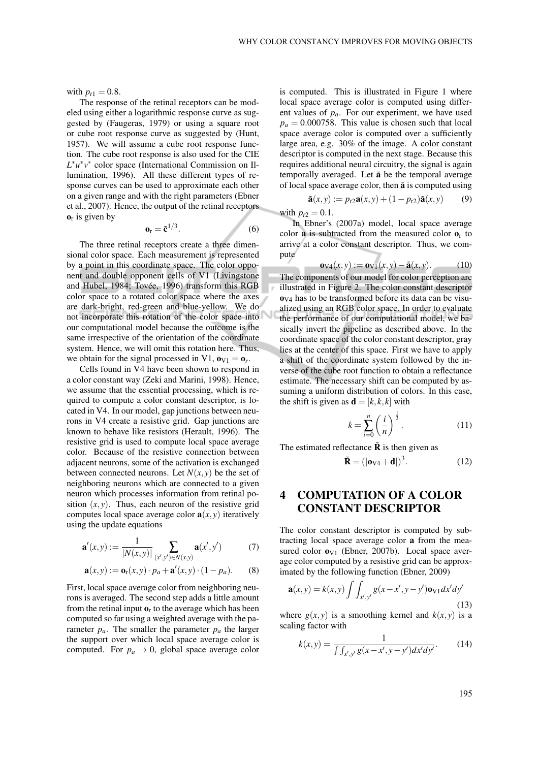with $p_{t1} = 0.8$.

The response of the retinal receptors can be modeled using either a logarithmic response curve as suggested by (Faugeras, 1979) or using a square root or cube root response curve as suggested by (Hunt, 1957). We will assume a cube root response function. The cube root response is also used for the CIE $L^*u^*v^*$ color space (International Commission on Illumination, 1996). All these different types of response curves can be used to approximate each other on a given range and with the right parameters (Ebner et al., 2007). Hence, the output of the retinal receptors $\mathbf{o}_r$ is given by

$$\mathbf{o}_r = \tilde{\mathbf{c}}^{1/3}. \tag{6}$$

The three retinal receptors create a three dimensional color space. Each measurement is represented by a point in this coordinate space. The color opponent and double opponent cells of V1 (Livingstone and Hubel, 1984; Tovée, 1996) transform this RGB color space to a rotated color space where the axes are dark-bright, red-green and blue-yellow. We do not incorporate this rotation of the color space into our computational model because the outcome is the same irrespective of the orientation of the coordinate system. Hence, we will omit this rotation here. Thus, we obtain for the signal processed in V1, $\mathbf{o}_{V1} = \mathbf{o}_r$.

Cells found in V4 have been shown to respond in a color constant way (Zeki and Marini, 1998). Hence, we assume that the essential processing, which is required to compute a color constant descriptor, is located in V4. In our model, gap junctions between neurons in V4 create a resistive grid. Gap junctions are known to behave like resistors (Herault, 1996). The resistive grid is used to compute local space average color. Because of the resistive connection between adjacent neurons, some of the activation is exchanged between connected neurons. Let $N(x,y)$ be the set of neighboring neurons which are connected to a given neuron which processes information from retinal position $(x,y)$. Thus, each neuron of the resistive grid computes local space average color $\mathbf{a}(x,y)$ iteratively using the update equations

$$\mathbf{a}'(x,y) := \frac{1}{|N(x,y)|} \sum_{(x',y') \in N(x,y)} \mathbf{a}(x',y') \tag{7}$$

$$\mathbf{a}(x,y) := \mathbf{o}_r(x,y) \cdot p_a + \mathbf{a}'(x,y) \cdot (1 - p_a). \tag{8}$$

First, local space average color from neighboring neurons is averaged. The second step adds a little amount from the retinal input $\mathbf{o}_r$ to the average which has been computed so far using a weighted average with the parameter $p_a$. The smaller the parameter $p_a$ the larger the support over which local space average color is computed. For $p_a \to 0$, global space average color is computed. This is illustrated in Figure 1 where local space average color is computed using different values of $p_a$. For our experiment, we have used $p_a = 0.000758$. This value is chosen such that local space average color is computed over a sufficiently large area, e.g. 30% of the image. A color constant descriptor is computed in the next stage. Because this requires additional neural circuitry, the signal is again temporally averaged. Let $\tilde{\mathbf{a}}$ be the temporal average of local space average color, then $\tilde{\mathbf{a}}$ is computed using

$$\tilde{\mathbf{a}}(x,y) := p_{t2}\mathbf{a}(x,y) + (1 - p_{t2})\tilde{\mathbf{a}}(x,y) \tag{9}$$

with $p_{t2} = 0.1$.

In Ebner's (2007a) model, local space average color $\mathbf{a}$ is subtracted from the measured color $\mathbf{o}_r$ to arrive at a color constant descriptor. Thus, we compute

$$\mathbf{o}_{V4}(x,y) := \mathbf{o}_{V1}(x,y) - \tilde{\mathbf{a}}(x,y). \tag{10}$$

The components of our model for color perception are illustrated in Figure 2. The color constant descriptor $\mathbf{o}_{V4}$ has to be transformed before its data can be visualized using an RGB color space. In order to evaluate the performance of our computational model, we basically invert the pipeline as described above. In the coordinate space of the color constant descriptor, gray lies at the center of this space. First we have to apply a shift of the coordinate system followed by the inverse of the cube root function to obtain a reflectance estimate. The necessary shift can be computed by assuming a uniform distribution of colors. In this case, the shift is given as $\mathbf{d} = [k,k,k]$ with

$$k = \sum_{i=0}^{n} \left(\frac{i}{n}\right)^{\frac{1}{3}}. \tag{11}$$

The estimated reflectance $\tilde{\mathbf{R}}$ is then given as

$$\tilde{\mathbf{R}} = (|\mathbf{o}_{V4} + \mathbf{d}|)^3. \tag{12}$$

## 4 COMPUTATION OF A COLOR CONSTANT DESCRIPTOR

The color constant descriptor is computed by subtracting local space average color $\mathbf{a}$ from the measured color $\mathbf{o}_{V1}$ (Ebner, 2007b). Local space average color computed by a resistive grid can be approximated by the following function (Ebner, 2009)

$$\mathbf{a}(x,y) = k(x,y) \int\int_{x',y'} g(x-x',y-y')\mathbf{o}_{V1}dx'dy' \tag{13}$$

where $g(x,y)$ is a smoothing kernel and $k(x,y)$ is a scaling factor with

$$k(x,y) = \frac{1}{\int\int_{x',y'} g(x-x',y-y')dx'dy'}. \tag{14}$$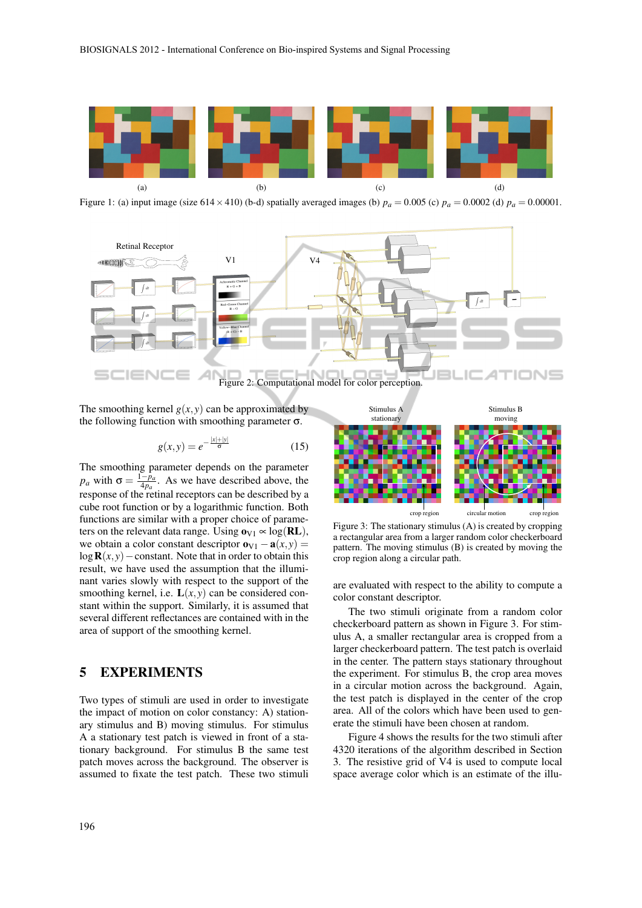(a) (b) (c) (d)

Figure 1: (a) input image (size $614 \times 410$) (b-d) spatially averaged images (b) $p_a = 0.005$ (c) $p_a = 0.0002$ (d) $p_a = 0.00001$.

Figure 2: Computational model for color perception.

The smoothing kernel $g(x,y)$ can be approximated by the following function with smoothing parameter $\sigma$.

$$g(x,y) = e^{-\frac{|x|+|y|}{\sigma}} \quad (15)$$

The smoothing parameter depends on the parameter $p_a$ with $\sigma = \frac{1-p_a}{4p_a}$. As we have described above, the response of the retinal receptors can be described by a cube root function or by a logarithmic function. Both functions are similar with a proper choice of parameters on the relevant data range. Using $\mathbf{o}_{\mathrm{V1}} \propto \log(\mathbf{RL})$, we obtain a color constant descriptor $\mathbf{o}_{\mathrm{V1}} - \mathbf{a}(x,y) = \log \mathbf{R}(x,y) - \text{constant}$. Note that in order to obtain this result, we have used the assumption that the illuminant varies slowly with respect to the support of the smoothing kernel, i.e. $\mathbf{L}(x,y)$ can be considered constant within the support. Similarly, it is assumed that several different reflectances are contained with in the area of support of the smoothing kernel.

## 5 EXPERIMENTS

Two types of stimuli are used in order to investigate the impact of motion on color constancy: A) stationary stimulus and B) moving stimulus. For stimulus A a stationary test patch is viewed in front of a stationary background. For stimulus B the same test patch moves across the background. The observer is assumed to fixate the test patch. These two stimuli are evaluated with respect to the ability to compute a color constant descriptor.

Figure 3: The stationary stimulus (A) is created by cropping a rectangular area from a larger random color checkerboard pattern. The moving stimulus (B) is created by moving the crop region along a circular path.

The two stimuli originate from a random color checkerboard pattern as shown in Figure 3. For stimulus A, a smaller rectangular area is cropped from a larger checkerboard pattern. The test patch is overlaid in the center. The pattern stays stationary throughout the experiment. For stimulus B, the crop area moves in a circular motion across the background. Again, the test patch is displayed in the center of the crop area. All of the colors which have been used to generate the stimuli have been chosen at random.

Figure 4 shows the results for the two stimuli after 4320 iterations of the algorithm described in Section 3. The resistive grid of V4 is used to compute local space average color which is an estimate of the illu-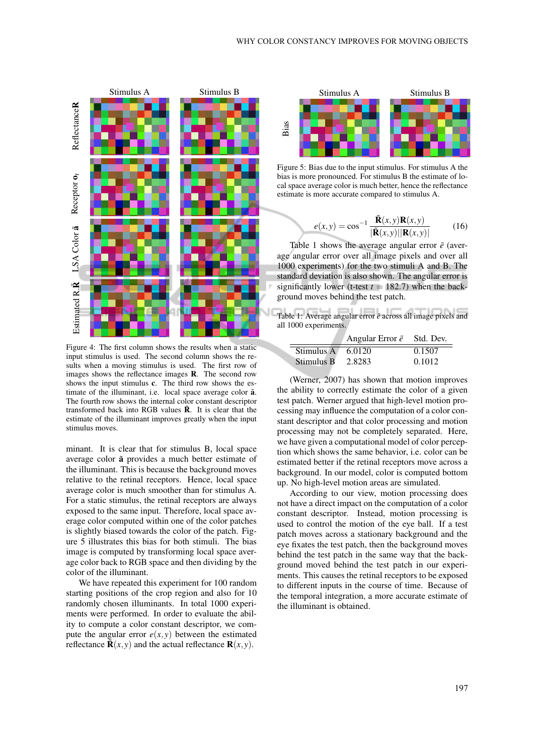Figure 4: The first column shows the results when a static input stimulus is used. The second column shows the results when a moving stimulus is used. The first row of images shows the reflectance images $\mathbf{R}$. The second row shows the input stimulus $\mathbf{c}$. The third row shows the estimate of the illuminant, i.e. local space average color $\tilde{\mathbf{a}}$. The fourth row shows the internal color constant descriptor transformed back into RGB values $\tilde{\mathbf{R}}$. It is clear that the estimate of the illuminant improves greatly when the input stimulus moves.

minant. It is clear that for stimulus B, local space average color $\tilde{\mathbf{a}}$ provides a much better estimate of the illuminant. This is because the background moves relative to the retinal receptors. Hence, local space average color is much smoother than for stimulus A. For a static stimulus, the retinal receptors are always exposed to the same input. Therefore, local space average color computed within one of the color patches is slightly biased towards the color of the patch. Figure 5 illustrates this bias for both stimuli. The bias image is computed by transforming local space average color back to RGB space and then dividing by the color of the illuminant.

We have repeated this experiment for 100 random starting positions of the crop region and also for 10 randomly chosen illuminants. In total 1000 experiments were performed. In order to evaluate the ability to compute a color constant descriptor, we compute the angular error $e(x,y)$ between the estimated reflectance $\tilde{\mathbf{R}}(x,y)$ and the actual reflectance $\mathbf{R}(x,y)$.

Figure 5: Bias due to the input stimulus. For stimulus A the bias is more pronounced. For stimulus B the estimate of local space average color is much better, hence the reflectance estimate is more accurate compared to stimulus A.

$$e(x,y) = \cos^{-1} \frac{\tilde{\mathbf{R}}(x,y)\mathbf{R}(x,y)}{|\tilde{\mathbf{R}}(x,y)||\mathbf{R}(x,y)|} \tag{16}$$

Table 1 shows the average angular error $\bar{e}$ (average angular error over all image pixels and over all 1000 experiments) for the two stimuli A and B. The standard deviation is also shown. The angular error is significantly lower (t-test $t = 182.7$) when the background moves behind the test patch.

Table 1: Average angular error $\bar{e}$ across all image pixels and all 1000 experiments.

| | Angular Error $\bar{e}$ | Std. Dev. |
|---|---|---|
| Stimulus A | 6.0120 | 0.1507 |
| Stimulus B | 2.8283 | 0.1012 |

(Werner, 2007) has shown that motion improves the ability to correctly estimate the color of a given test patch. Werner argued that high-level motion processing may influence the computation of a color constant descriptor and that color processing and motion processing may not be completely separated. Here, we have given a computational model of color perception which shows the same behavior, i.e. color can be estimated better if the retinal receptors move across a background. In our model, color is computed bottom up. No high-level motion areas are simulated.

According to our view, motion processing does not have a direct impact on the computation of a color constant descriptor. Instead, motion processing is used to control the motion of the eye ball. If a test patch moves across a stationary background and the eye fixates the test patch, then the background moves behind the test patch in the same way that the background moved behind the test patch in our experiments. This causes the retinal receptors to be exposed to different inputs in the course of time. Because of the temporal integration, a more accurate estimate of the illuminant is obtained.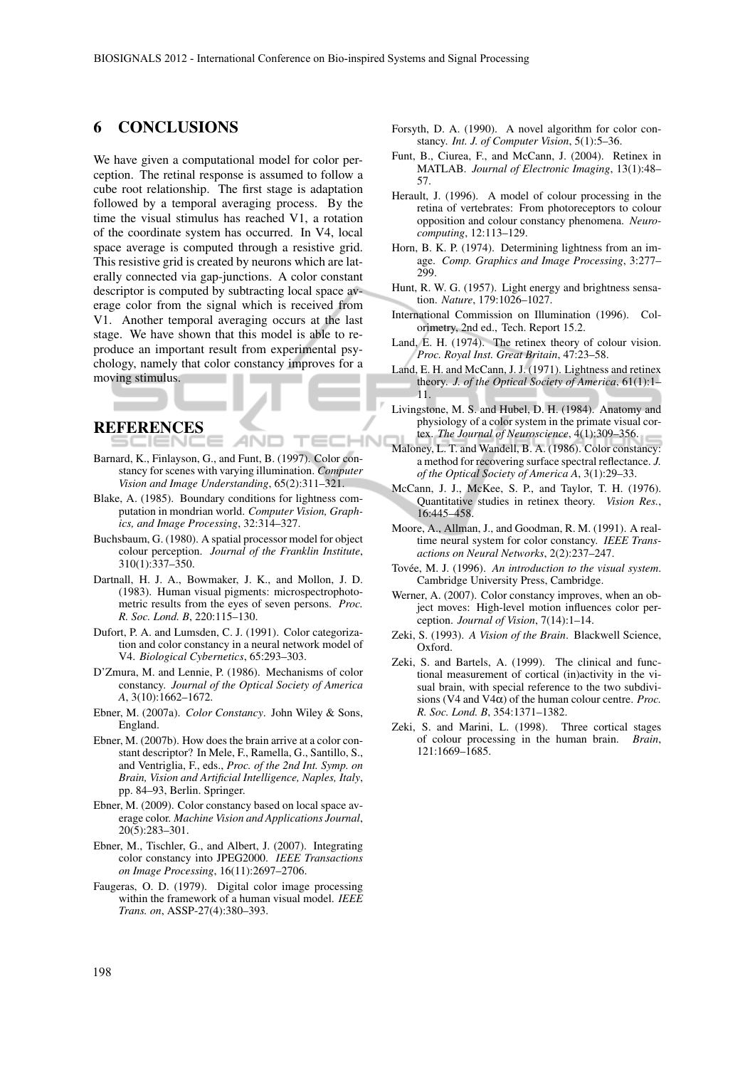## 6 CONCLUSIONS

We have given a computational model for color perception. The retinal response is assumed to follow a cube root relationship. The first stage is adaptation followed by a temporal averaging process. By the time the visual stimulus has reached V1, a rotation of the coordinate system has occurred. In V4, local space average is computed through a resistive grid. This resistive grid is created by neurons which are laterally connected via gap-junctions. A color constant descriptor is computed by subtracting local space average color from the signal which is received from V1. Another temporal averaging occurs at the last stage. We have shown that this model is able to reproduce an important result from experimental psychology, namely that color constancy improves for a moving stimulus.

## REFERENCES

Barnard, K., Finlayson, G., and Funt, B. (1997). Color constancy for scenes with varying illumination. *Computer Vision and Image Understanding*, 65(2):311–321.

Blake, A. (1985). Boundary conditions for lightness computation in mondrian world. *Computer Vision, Graphics, and Image Processing*, 32:314–327.

Buchsbaum, G. (1980). A spatial processor model for object colour perception. *Journal of the Franklin Institute*, 310(1):337–350.

Dartnall, H. J. A., Bowmaker, J. K., and Mollon, J. D. (1983). Human visual pigments: microspectrophotometric results from the eyes of seven persons. *Proc. R. Soc. Lond. B*, 220:115–130.

Dufort, P. A. and Lumsden, C. J. (1991). Color categorization and color constancy in a neural network model of V4. *Biological Cybernetics*, 65:293–303.

D'Zmura, M. and Lennie, P. (1986). Mechanisms of color constancy. *Journal of the Optical Society of America A*, 3(10):1662–1672.

Ebner, M. (2007a). *Color Constancy*. John Wiley & Sons, England.

Ebner, M. (2007b). How does the brain arrive at a color constant descriptor? In Mele, F., Ramella, G., Santillo, S., and Ventriglia, F., eds., *Proc. of the 2nd Int. Symp. on Brain, Vision and Artificial Intelligence, Naples, Italy*, pp. 84–93, Berlin. Springer.

Ebner, M. (2009). Color constancy based on local space average color. *Machine Vision and Applications Journal*, 20(5):283–301.

Ebner, M., Tischler, G., and Albert, J. (2007). Integrating color constancy into JPEG2000. *IEEE Transactions on Image Processing*, 16(11):2697–2706.

Faugeras, O. D. (1979). Digital color image processing within the framework of a human visual model. *IEEE Trans. on*, ASSP-27(4):380–393.

Forsyth, D. A. (1990). A novel algorithm for color constancy. *Int. J. of Computer Vision*, 5(1):5–36.

Funt, B., Ciurea, F., and McCann, J. (2004). Retinex in MATLAB. *Journal of Electronic Imaging*, 13(1):48–57.

Herault, J. (1996). A model of colour processing in the retina of vertebrates: From photoreceptors to colour opposition and colour constancy phenomena. *Neurocomputing*, 12:113–129.

Horn, B. K. P. (1974). Determining lightness from an image. *Comp. Graphics and Image Processing*, 3:277–299.

Hunt, R. W. G. (1957). Light energy and brightness sensation. *Nature*, 179:1026–1027.

International Commission on Illumination (1996). Colorimetry, 2nd ed., Tech. Report 15.2.

Land, E. H. (1974). The retinex theory of colour vision. *Proc. Royal Inst. Great Britain*, 47:23–58.

Land, E. H. and McCann, J. J. (1971). Lightness and retinex theory. *J. of the Optical Society of America*, 61(1):1–11.

Livingstone, M. S. and Hubel, D. H. (1984). Anatomy and physiology of a color system in the primate visual cortex. *The Journal of Neuroscience*, 4(1):309–356.

Maloney, L. T. and Wandell, B. A. (1986). Color constancy: a method for recovering surface spectral reflectance. *J. of the Optical Society of America A*, 3(1):29–33.

McCann, J. J., McKee, S. P., and Taylor, T. H. (1976). Quantitative studies in retinex theory. *Vision Res.*, 16:445–458.

Moore, A., Allman, J., and Goodman, R. M. (1991). A real-time neural system for color constancy. *IEEE Transactions on Neural Networks*, 2(2):237–247.

Tovée, M. J. (1996). *An introduction to the visual system*. Cambridge University Press, Cambridge.

Werner, A. (2007). Color constancy improves, when an object moves: High-level motion influences color perception. *Journal of Vision*, 7(14):1–14.

Zeki, S. (1993). *A Vision of the Brain*. Blackwell Science, Oxford.

Zeki, S. and Bartels, A. (1999). The clinical and functional measurement of cortical (in)activity in the visual brain, with special reference to the two subdivisions (V4 and V4α) of the human colour centre. *Proc. R. Soc. Lond. B*, 354:1371–1382.

Zeki, S. and Marini, L. (1998). Three cortical stages of colour processing in the human brain. *Brain*, 121:1669–1685.